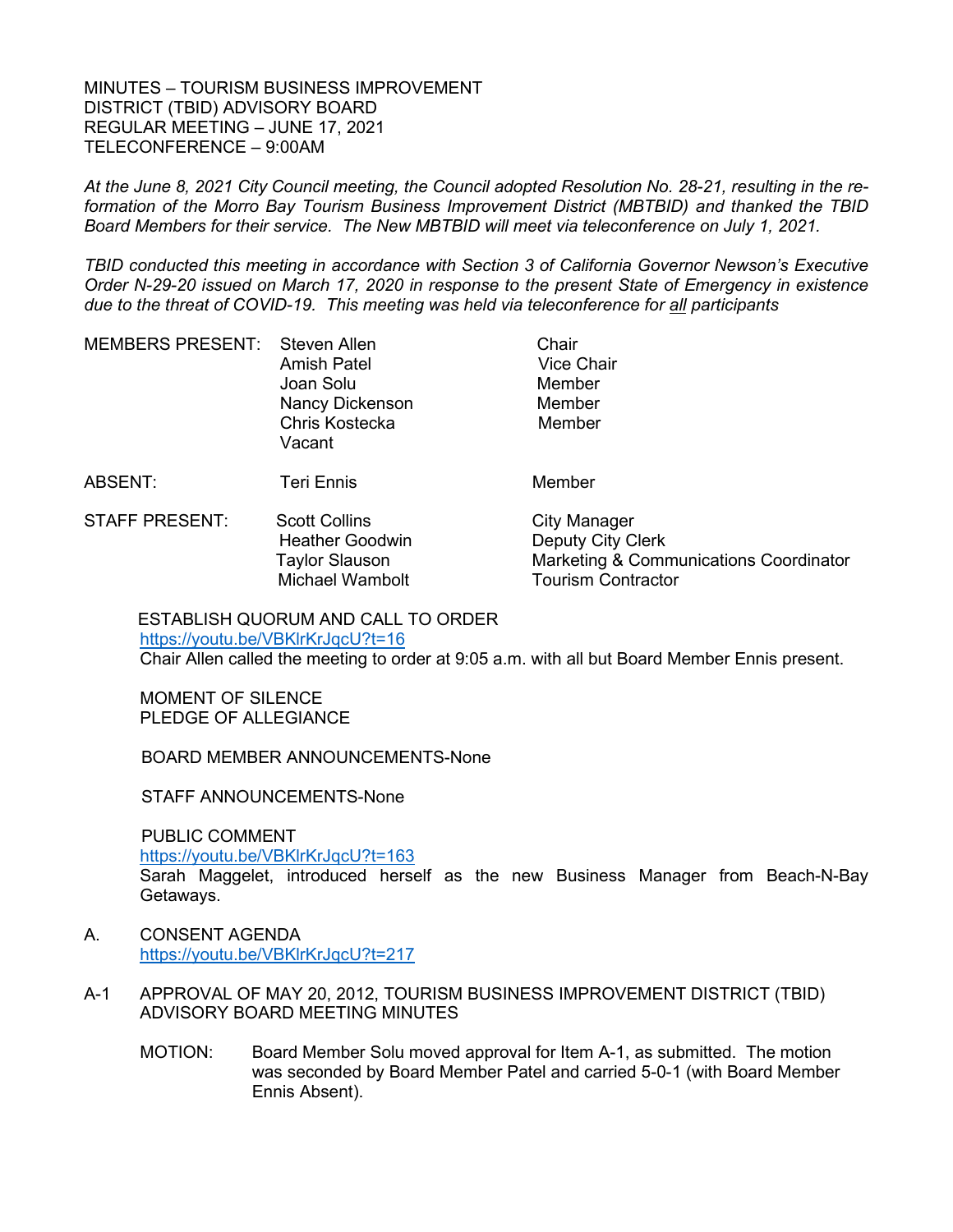MINUTES – TOURISM BUSINESS IMPROVEMENT DISTRICT (TBID) ADVISORY BOARD
REGULAR MEETING – JUNE 17, 2021
TELECONFERENCE – 9:00AM

*At the June 8, 2021 City Council meeting, the Council adopted Resolution No. 28-21, resulting in the re-formation of the Morro Bay Tourism Business Improvement District (MBTBID) and thanked the TBID Board Members for their service. The New MBTBID will meet via teleconference on July 1, 2021.*

*TBID conducted this meeting in accordance with Section 3 of California Governor Newson's Executive Order N-29-20 issued on March 17, 2020 in response to the present State of Emergency in existence due to the threat of COVID-19. This meeting was held via teleconference for all participants*

| | | |
|---|---|---|
| MEMBERS PRESENT: | Steven Allen | Chair |
| | Amish Patel | Vice Chair |
| | Joan Solu | Member |
| | Nancy Dickenson | Member |
| | Chris Kostecka | Member |
| | Vacant | |
| ABSENT: | Teri Ennis | Member |
| STAFF PRESENT: | Scott Collins | City Manager |
| | Heather Goodwin | Deputy City Clerk |
| | Taylor Slauson | Marketing & Communications Coordinator |
| | Michael Wambolt | Tourism Contractor |

ESTABLISH QUORUM AND CALL TO ORDER
https://youtu.be/VBKlrKrJqcU?t=16
Chair Allen called the meeting to order at 9:05 a.m. with all but Board Member Ennis present.

MOMENT OF SILENCE
PLEDGE OF ALLEGIANCE

BOARD MEMBER ANNOUNCEMENTS-None

STAFF ANNOUNCEMENTS-None

PUBLIC COMMENT
https://youtu.be/VBKlrKrJqcU?t=163
Sarah Maggelet, introduced herself as the new Business Manager from Beach-N-Bay Getaways.

A. CONSENT AGENDA
https://youtu.be/VBKlrKrJqcU?t=217

A-1 APPROVAL OF MAY 20, 2012, TOURISM BUSINESS IMPROVEMENT DISTRICT (TBID) ADVISORY BOARD MEETING MINUTES

MOTION: Board Member Solu moved approval for Item A-1, as submitted. The motion was seconded by Board Member Patel and carried 5-0-1 (with Board Member Ennis Absent).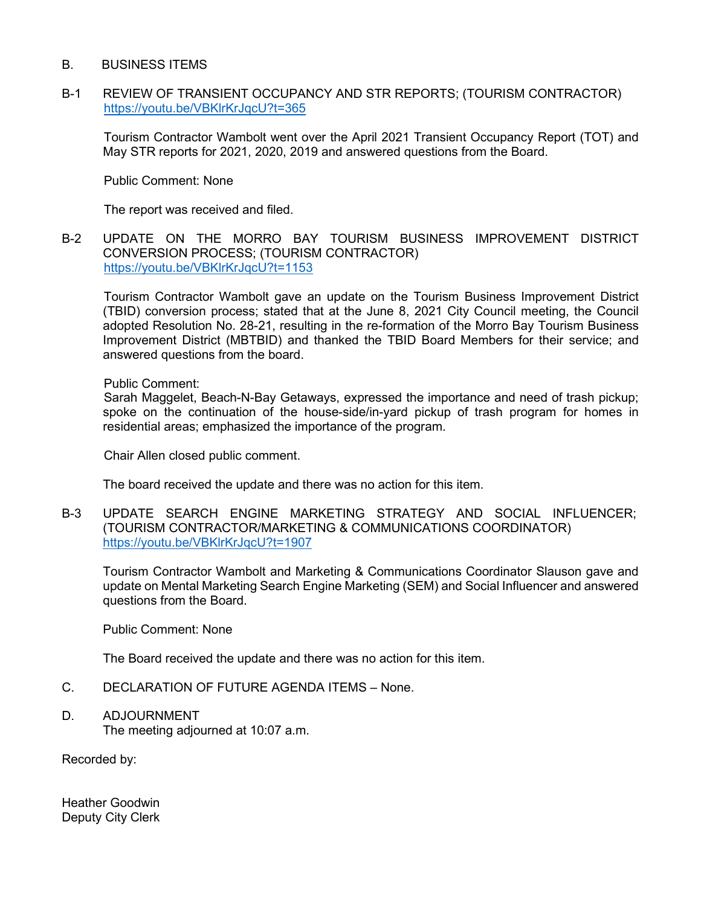## B. BUSINESS ITEMS

**B-1 REVIEW OF TRANSIENT OCCUPANCY AND STR REPORTS; (TOURISM CONTRACTOR)**
https://youtu.be/VBKlrKrJqcU?t=365

Tourism Contractor Wambolt went over the April 2021 Transient Occupancy Report (TOT) and May STR reports for 2021, 2020, 2019 and answered questions from the Board.

Public Comment: None

The report was received and filed.

**B-2 UPDATE ON THE MORRO BAY TOURISM BUSINESS IMPROVEMENT DISTRICT CONVERSION PROCESS; (TOURISM CONTRACTOR)**
https://youtu.be/VBKlrKrJqcU?t=1153

Tourism Contractor Wambolt gave an update on the Tourism Business Improvement District (TBID) conversion process; stated that at the June 8, 2021 City Council meeting, the Council adopted Resolution No. 28-21, resulting in the re-formation of the Morro Bay Tourism Business Improvement District (MBTBID) and thanked the TBID Board Members for their service; and answered questions from the board.

Public Comment:
Sarah Maggelet, Beach-N-Bay Getaways, expressed the importance and need of trash pickup; spoke on the continuation of the house-side/in-yard pickup of trash program for homes in residential areas; emphasized the importance of the program.

Chair Allen closed public comment.

The board received the update and there was no action for this item.

**B-3 UPDATE SEARCH ENGINE MARKETING STRATEGY AND SOCIAL INFLUENCER; (TOURISM CONTRACTOR/MARKETING & COMMUNICATIONS COORDINATOR)**
https://youtu.be/VBKlrKrJqcU?t=1907

Tourism Contractor Wambolt and Marketing & Communications Coordinator Slauson gave and update on Mental Marketing Search Engine Marketing (SEM) and Social Influencer and answered questions from the Board.

Public Comment: None

The Board received the update and there was no action for this item.

## C. DECLARATION OF FUTURE AGENDA ITEMS – None.

## D. ADJOURNMENT

The meeting adjourned at 10:07 a.m.

Recorded by:

Heather Goodwin
Deputy City Clerk